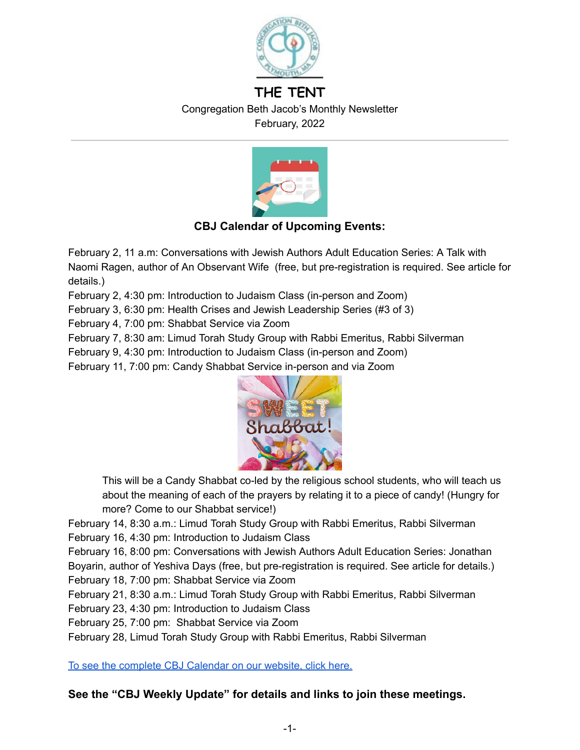# THE TENT

Congregation Beth Jacob's Monthly Newsletter
February, 2022

---

**CBJ Calendar of Upcoming Events:**

February 2, 11 a.m: Conversations with Jewish Authors Adult Education Series: A Talk with Naomi Ragen, author of An Observant Wife (free, but pre-registration is required. See article for details.)
February 2, 4:30 pm: Introduction to Judaism Class (in-person and Zoom)
February 3, 6:30 pm: Health Crises and Jewish Leadership Series (#3 of 3)
February 4, 7:00 pm: Shabbat Service via Zoom
February 7, 8:30 am: Limud Torah Study Group with Rabbi Emeritus, Rabbi Silverman
February 9, 4:30 pm: Introduction to Judaism Class (in-person and Zoom)
February 11, 7:00 pm: Candy Shabbat Service in-person and via Zoom

> This will be a Candy Shabbat co-led by the religious school students, who will teach us about the meaning of each of the prayers by relating it to a piece of candy! (Hungry for more? Come to our Shabbat service!)

February 14, 8:30 a.m.: Limud Torah Study Group with Rabbi Emeritus, Rabbi Silverman
February 16, 4:30 pm: Introduction to Judaism Class
February 16, 8:00 pm: Conversations with Jewish Authors Adult Education Series: Jonathan Boyarin, author of Yeshiva Days (free, but pre-registration is required. See article for details.)
February 18, 7:00 pm: Shabbat Service via Zoom
February 21, 8:30 a.m.: Limud Torah Study Group with Rabbi Emeritus, Rabbi Silverman
February 23, 4:30 pm: Introduction to Judaism Class
February 25, 7:00 pm: Shabbat Service via Zoom
February 28, Limud Torah Study Group with Rabbi Emeritus, Rabbi Silverman

[To see the complete CBJ Calendar on our website, click here.]()

**See the "CBJ Weekly Update" for details and links to join these meetings.**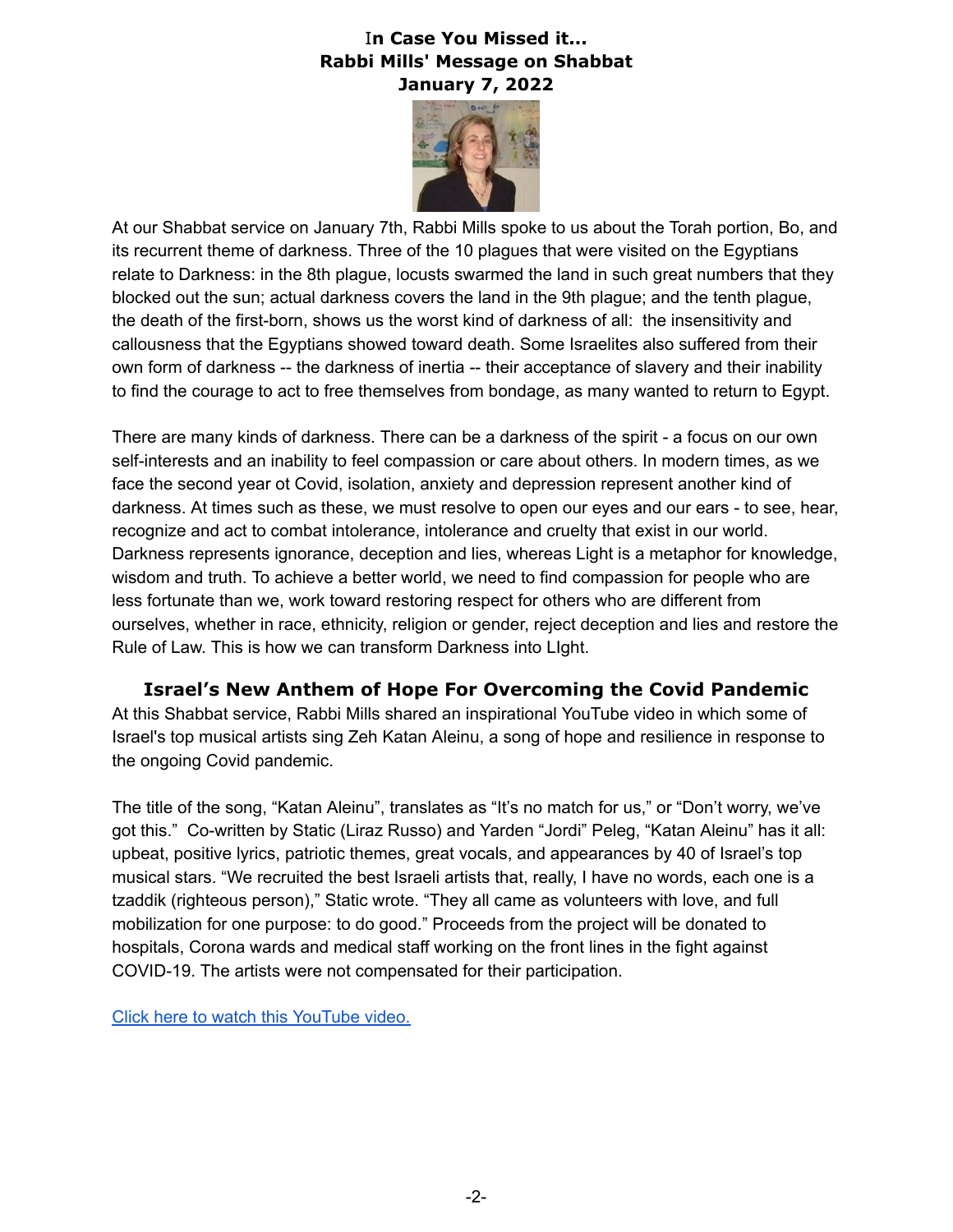## In Case You Missed it... Rabbi Mills' Message on Shabbat January 7, 2022

At our Shabbat service on January 7th, Rabbi Mills spoke to us about the Torah portion, Bo, and its recurrent theme of darkness. Three of the 10 plagues that were visited on the Egyptians relate to Darkness: in the 8th plague, locusts swarmed the land in such great numbers that they blocked out the sun; actual darkness covers the land in the 9th plague; and the tenth plague, the death of the first-born, shows us the worst kind of darkness of all: the insensitivity and callousness that the Egyptians showed toward death. Some Israelites also suffered from their own form of darkness -- the darkness of inertia -- their acceptance of slavery and their inability to find the courage to act to free themselves from bondage, as many wanted to return to Egypt.

There are many kinds of darkness. There can be a darkness of the spirit - a focus on our own self-interests and an inability to feel compassion or care about others. In modern times, as we face the second year ot Covid, isolation, anxiety and depression represent another kind of darkness. At times such as these, we must resolve to open our eyes and our ears - to see, hear, recognize and act to combat intolerance, intolerance and cruelty that exist in our world. Darkness represents ignorance, deception and lies, whereas Light is a metaphor for knowledge, wisdom and truth. To achieve a better world, we need to find compassion for people who are less fortunate than we, work toward restoring respect for others who are different from ourselves, whether in race, ethnicity, religion or gender, reject deception and lies and restore the Rule of Law. This is how we can transform Darkness into LIght.

### Israel's New Anthem of Hope For Overcoming the Covid Pandemic

At this Shabbat service, Rabbi Mills shared an inspirational YouTube video in which some of Israel's top musical artists sing Zeh Katan Aleinu, a song of hope and resilience in response to the ongoing Covid pandemic.

The title of the song, "Katan Aleinu", translates as "It's no match for us," or "Don't worry, we've got this." Co-written by Static (Liraz Russo) and Yarden "Jordi" Peleg, "Katan Aleinu" has it all: upbeat, positive lyrics, patriotic themes, great vocals, and appearances by 40 of Israel's top musical stars. "We recruited the best Israeli artists that, really, I have no words, each one is a tzaddik (righteous person)," Static wrote. "They all came as volunteers with love, and full mobilization for one purpose: to do good." Proceeds from the project will be donated to hospitals, Corona wards and medical staff working on the front lines in the fight against COVID-19. The artists were not compensated for their participation.

Click here to watch this YouTube video.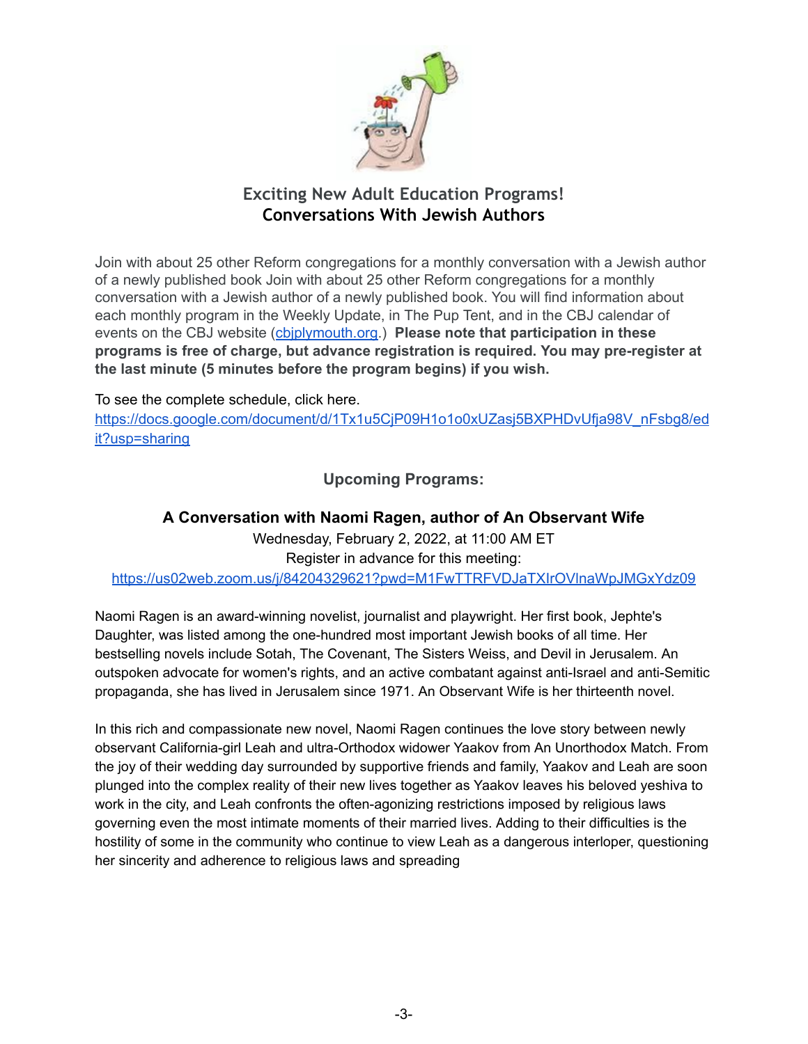## Exciting New Adult Education Programs!
## Conversations With Jewish Authors

Join with about 25 other Reform congregations for a monthly conversation with a Jewish author of a newly published book Join with about 25 other Reform congregations for a monthly conversation with a Jewish author of a newly published book. You will find information about each monthly program in the Weekly Update, in The Pup Tent, and in the CBJ calendar of events on the CBJ website (cbjplymouth.org.) **Please note that participation in these programs is free of charge, but advance registration is required. You may pre-register at the last minute (5 minutes before the program begins) if you wish.**

To see the complete schedule, click here.
https://docs.google.com/document/d/1Tx1u5CjP09H1o1o0xUZasj5BXPHDvUfja98V_nFsbg8/edit?usp=sharing

### Upcoming Programs:

### A Conversation with Naomi Ragen, author of An Observant Wife

Wednesday, February 2, 2022, at 11:00 AM ET
Register in advance for this meeting:
https://us02web.zoom.us/j/84204329621?pwd=M1FwTTRFVDJaTXIrOVlnaWpJMGxYdz09

Naomi Ragen is an award-winning novelist, journalist and playwright. Her first book, Jephte's Daughter, was listed among the one-hundred most important Jewish books of all time. Her bestselling novels include Sotah, The Covenant, The Sisters Weiss, and Devil in Jerusalem. An outspoken advocate for women's rights, and an active combatant against anti-Israel and anti-Semitic propaganda, she has lived in Jerusalem since 1971. An Observant Wife is her thirteenth novel.

In this rich and compassionate new novel, Naomi Ragen continues the love story between newly observant California-girl Leah and ultra-Orthodox widower Yaakov from An Unorthodox Match. From the joy of their wedding day surrounded by supportive friends and family, Yaakov and Leah are soon plunged into the complex reality of their new lives together as Yaakov leaves his beloved yeshiva to work in the city, and Leah confronts the often-agonizing restrictions imposed by religious laws governing even the most intimate moments of their married lives. Adding to their difficulties is the hostility of some in the community who continue to view Leah as a dangerous interloper, questioning her sincerity and adherence to religious laws and spreading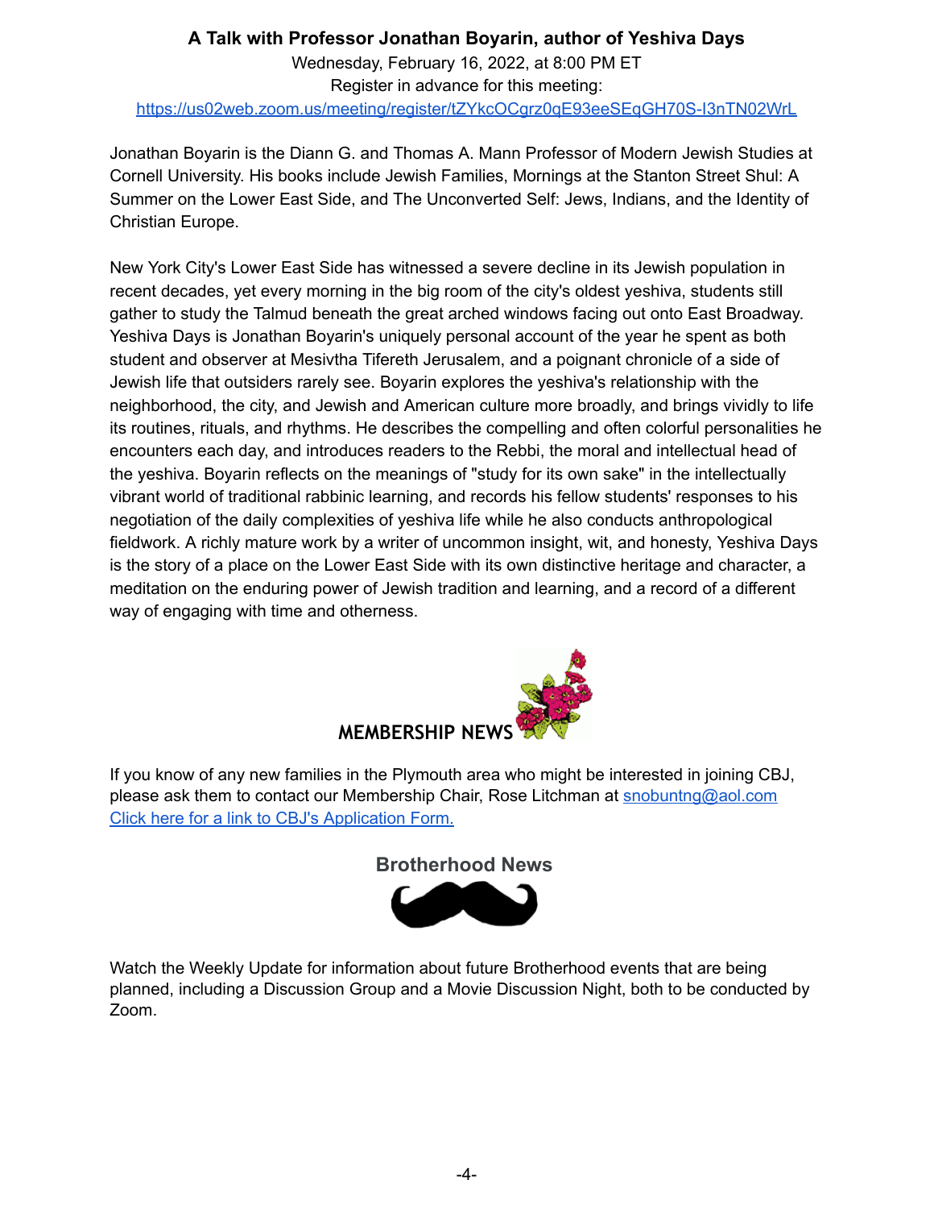## A Talk with Professor Jonathan Boyarin, author of Yeshiva Days

Wednesday, February 16, 2022, at 8:00 PM ET

Register in advance for this meeting:

https://us02web.zoom.us/meeting/register/tZYkcOCgrz0qE93eeSEqGH70S-I3nTN02WrL

Jonathan Boyarin is the Diann G. and Thomas A. Mann Professor of Modern Jewish Studies at Cornell University. His books include Jewish Families, Mornings at the Stanton Street Shul: A Summer on the Lower East Side, and The Unconverted Self: Jews, Indians, and the Identity of Christian Europe.

New York City's Lower East Side has witnessed a severe decline in its Jewish population in recent decades, yet every morning in the big room of the city's oldest yeshiva, students still gather to study the Talmud beneath the great arched windows facing out onto East Broadway. Yeshiva Days is Jonathan Boyarin's uniquely personal account of the year he spent as both student and observer at Mesivtha Tifereth Jerusalem, and a poignant chronicle of a side of Jewish life that outsiders rarely see. Boyarin explores the yeshiva's relationship with the neighborhood, the city, and Jewish and American culture more broadly, and brings vividly to life its routines, rituals, and rhythms. He describes the compelling and often colorful personalities he encounters each day, and introduces readers to the Rebbi, the moral and intellectual head of the yeshiva. Boyarin reflects on the meanings of "study for its own sake" in the intellectually vibrant world of traditional rabbinic learning, and records his fellow students' responses to his negotiation of the daily complexities of yeshiva life while he also conducts anthropological fieldwork. A richly mature work by a writer of uncommon insight, wit, and honesty, Yeshiva Days is the story of a place on the Lower East Side with its own distinctive heritage and character, a meditation on the enduring power of Jewish tradition and learning, and a record of a different way of engaging with time and otherness.

## MEMBERSHIP NEWS

If you know of any new families in the Plymouth area who might be interested in joining CBJ, please ask them to contact our Membership Chair, Rose Litchman at snobuntng@aol.com

Click here for a link to CBJ's Application Form.

## Brotherhood News

Watch the Weekly Update for information about future Brotherhood events that are being planned, including a Discussion Group and a Movie Discussion Night, both to be conducted by Zoom.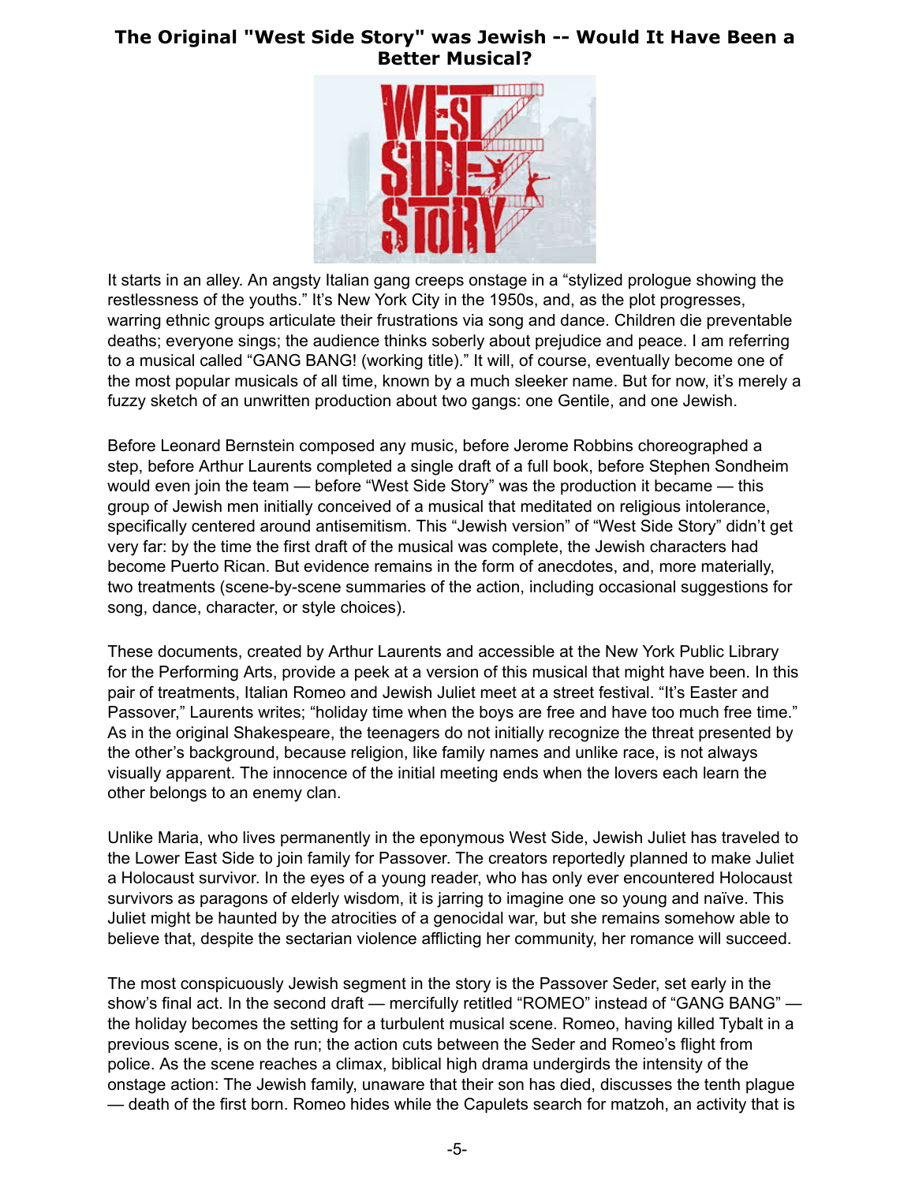# The Original "West Side Story" was Jewish -- Would It Have Been a Better Musical?

It starts in an alley. An angsty Italian gang creeps onstage in a "stylized prologue showing the restlessness of the youths." It's New York City in the 1950s, and, as the plot progresses, warring ethnic groups articulate their frustrations via song and dance. Children die preventable deaths; everyone sings; the audience thinks soberly about prejudice and peace. I am referring to a musical called "GANG BANG! (working title)." It will, of course, eventually become one of the most popular musicals of all time, known by a much sleeker name. But for now, it's merely a fuzzy sketch of an unwritten production about two gangs: one Gentile, and one Jewish.

Before Leonard Bernstein composed any music, before Jerome Robbins choreographed a step, before Arthur Laurents completed a single draft of a full book, before Stephen Sondheim would even join the team — before "West Side Story" was the production it became — this group of Jewish men initially conceived of a musical that meditated on religious intolerance, specifically centered around antisemitism. This "Jewish version" of "West Side Story" didn't get very far: by the time the first draft of the musical was complete, the Jewish characters had become Puerto Rican. But evidence remains in the form of anecdotes, and, more materially, two treatments (scene-by-scene summaries of the action, including occasional suggestions for song, dance, character, or style choices).

These documents, created by Arthur Laurents and accessible at the New York Public Library for the Performing Arts, provide a peek at a version of this musical that might have been. In this pair of treatments, Italian Romeo and Jewish Juliet meet at a street festival. "It's Easter and Passover," Laurents writes; "holiday time when the boys are free and have too much free time." As in the original Shakespeare, the teenagers do not initially recognize the threat presented by the other's background, because religion, like family names and unlike race, is not always visually apparent. The innocence of the initial meeting ends when the lovers each learn the other belongs to an enemy clan.

Unlike Maria, who lives permanently in the eponymous West Side, Jewish Juliet has traveled to the Lower East Side to join family for Passover. The creators reportedly planned to make Juliet a Holocaust survivor. In the eyes of a young reader, who has only ever encountered Holocaust survivors as paragons of elderly wisdom, it is jarring to imagine one so young and naïve. This Juliet might be haunted by the atrocities of a genocidal war, but she remains somehow able to believe that, despite the sectarian violence afflicting her community, her romance will succeed.

The most conspicuously Jewish segment in the story is the Passover Seder, set early in the show's final act. In the second draft — mercifully retitled "ROMEO" instead of "GANG BANG" — the holiday becomes the setting for a turbulent musical scene. Romeo, having killed Tybalt in a previous scene, is on the run; the action cuts between the Seder and Romeo's flight from police. As the scene reaches a climax, biblical high drama undergirds the intensity of the onstage action: The Jewish family, unaware that their son has died, discusses the tenth plague — death of the first born. Romeo hides while the Capulets search for matzoh, an activity that is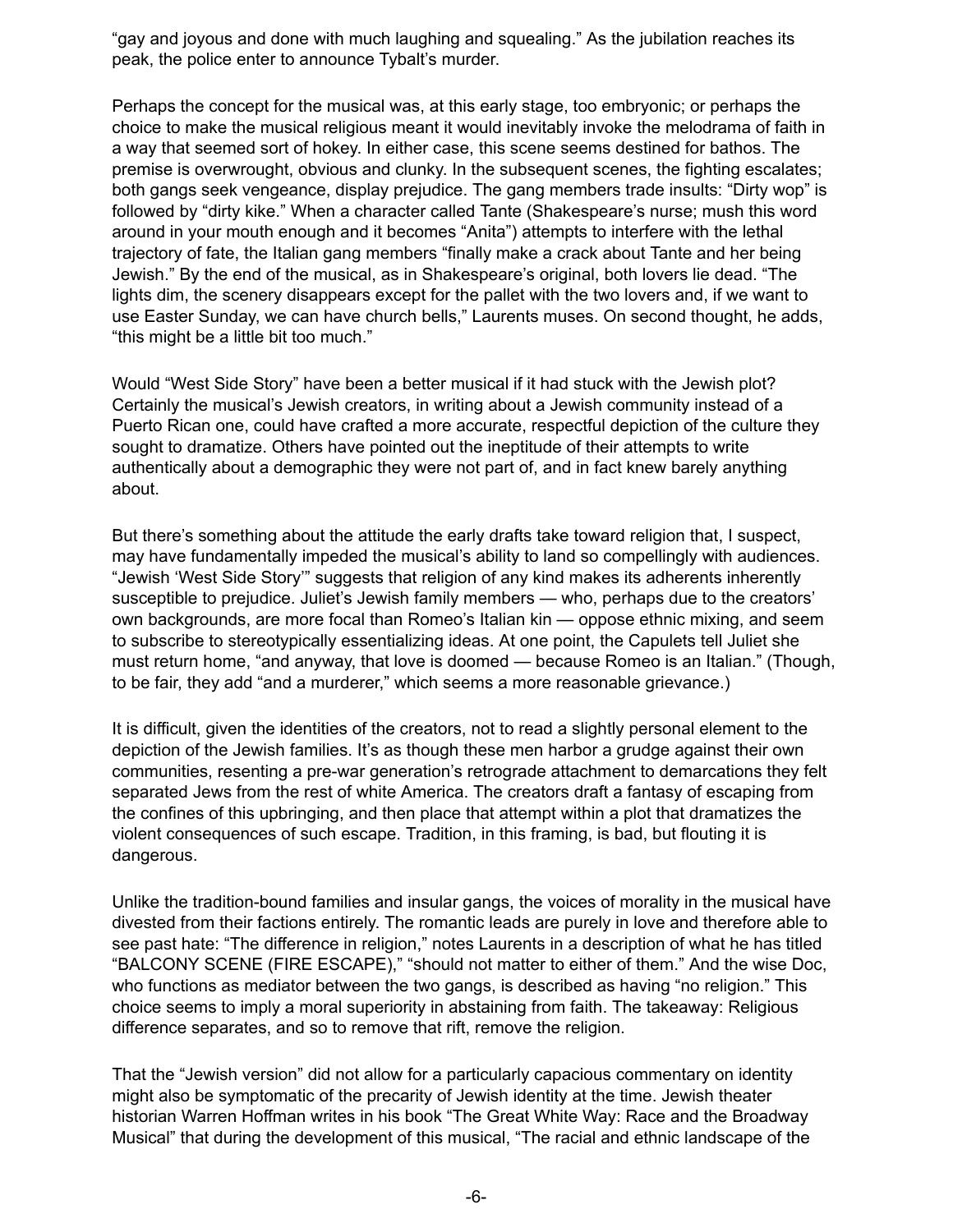"gay and joyous and done with much laughing and squealing." As the jubilation reaches its peak, the police enter to announce Tybalt's murder.

Perhaps the concept for the musical was, at this early stage, too embryonic; or perhaps the choice to make the musical religious meant it would inevitably invoke the melodrama of faith in a way that seemed sort of hokey. In either case, this scene seems destined for bathos. The premise is overwrought, obvious and clunky. In the subsequent scenes, the fighting escalates; both gangs seek vengeance, display prejudice. The gang members trade insults: "Dirty wop" is followed by "dirty kike." When a character called Tante (Shakespeare's nurse; mush this word around in your mouth enough and it becomes "Anita") attempts to interfere with the lethal trajectory of fate, the Italian gang members "finally make a crack about Tante and her being Jewish." By the end of the musical, as in Shakespeare's original, both lovers lie dead. "The lights dim, the scenery disappears except for the pallet with the two lovers and, if we want to use Easter Sunday, we can have church bells," Laurents muses. On second thought, he adds, "this might be a little bit too much."

Would "West Side Story" have been a better musical if it had stuck with the Jewish plot? Certainly the musical's Jewish creators, in writing about a Jewish community instead of a Puerto Rican one, could have crafted a more accurate, respectful depiction of the culture they sought to dramatize. Others have pointed out the ineptitude of their attempts to write authentically about a demographic they were not part of, and in fact knew barely anything about.

But there's something about the attitude the early drafts take toward religion that, I suspect, may have fundamentally impeded the musical's ability to land so compellingly with audiences. "Jewish 'West Side Story'" suggests that religion of any kind makes its adherents inherently susceptible to prejudice. Juliet's Jewish family members — who, perhaps due to the creators' own backgrounds, are more focal than Romeo's Italian kin — oppose ethnic mixing, and seem to subscribe to stereotypically essentializing ideas. At one point, the Capulets tell Juliet she must return home, "and anyway, that love is doomed — because Romeo is an Italian." (Though, to be fair, they add "and a murderer," which seems a more reasonable grievance.)

It is difficult, given the identities of the creators, not to read a slightly personal element to the depiction of the Jewish families. It's as though these men harbor a grudge against their own communities, resenting a pre-war generation's retrograde attachment to demarcations they felt separated Jews from the rest of white America. The creators draft a fantasy of escaping from the confines of this upbringing, and then place that attempt within a plot that dramatizes the violent consequences of such escape. Tradition, in this framing, is bad, but flouting it is dangerous.

Unlike the tradition-bound families and insular gangs, the voices of morality in the musical have divested from their factions entirely. The romantic leads are purely in love and therefore able to see past hate: "The difference in religion," notes Laurents in a description of what he has titled "BALCONY SCENE (FIRE ESCAPE)," "should not matter to either of them." And the wise Doc, who functions as mediator between the two gangs, is described as having "no religion." This choice seems to imply a moral superiority in abstaining from faith. The takeaway: Religious difference separates, and so to remove that rift, remove the religion.

That the "Jewish version" did not allow for a particularly capacious commentary on identity might also be symptomatic of the precarity of Jewish identity at the time. Jewish theater historian Warren Hoffman writes in his book "The Great White Way: Race and the Broadway Musical" that during the development of this musical, "The racial and ethnic landscape of the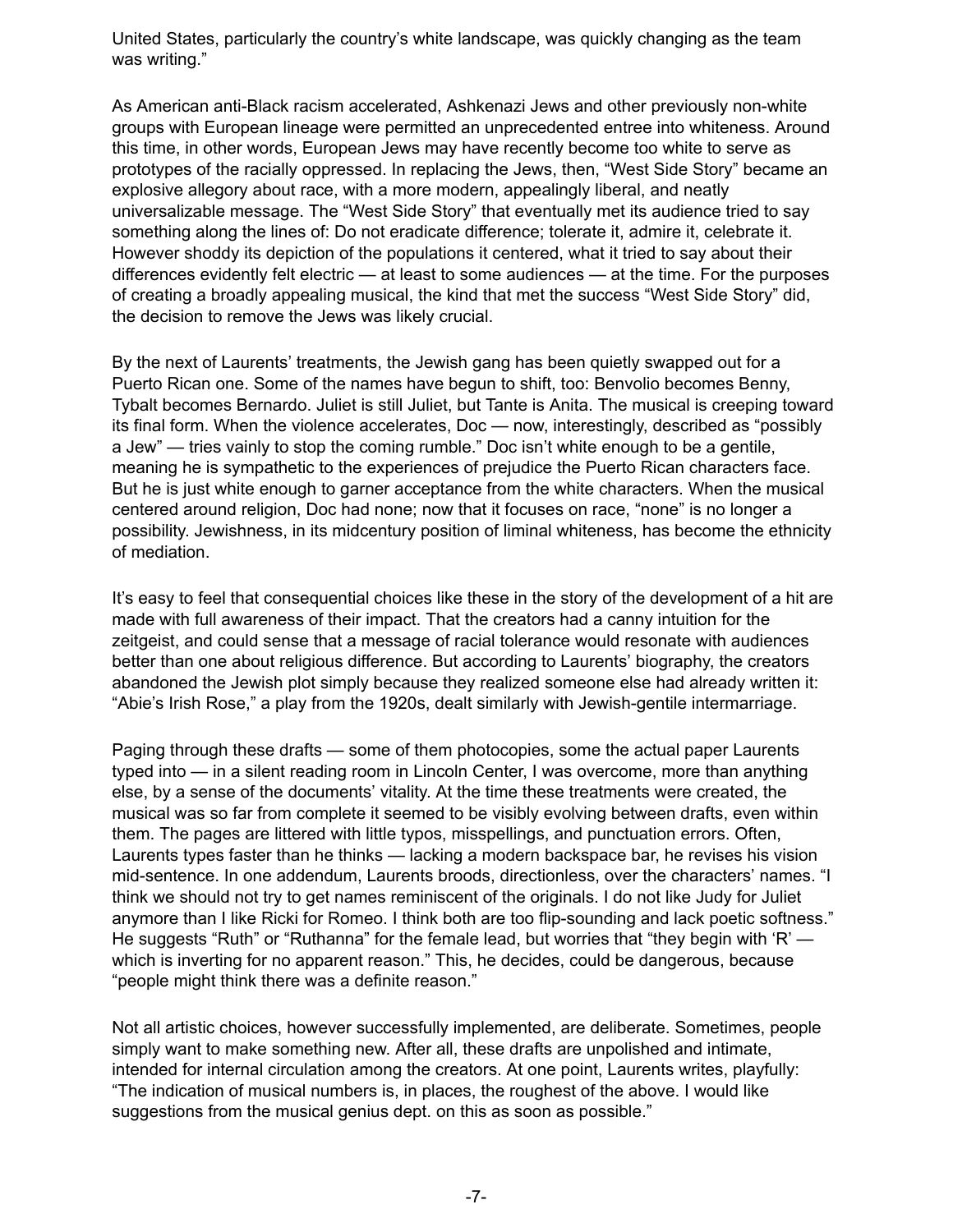United States, particularly the country's white landscape, was quickly changing as the team was writing."

As American anti-Black racism accelerated, Ashkenazi Jews and other previously non-white groups with European lineage were permitted an unprecedented entree into whiteness. Around this time, in other words, European Jews may have recently become too white to serve as prototypes of the racially oppressed. In replacing the Jews, then, "West Side Story" became an explosive allegory about race, with a more modern, appealingly liberal, and neatly universalizable message. The "West Side Story" that eventually met its audience tried to say something along the lines of: Do not eradicate difference; tolerate it, admire it, celebrate it. However shoddy its depiction of the populations it centered, what it tried to say about their differences evidently felt electric — at least to some audiences — at the time. For the purposes of creating a broadly appealing musical, the kind that met the success "West Side Story" did, the decision to remove the Jews was likely crucial.

By the next of Laurents' treatments, the Jewish gang has been quietly swapped out for a Puerto Rican one. Some of the names have begun to shift, too: Benvolio becomes Benny, Tybalt becomes Bernardo. Juliet is still Juliet, but Tante is Anita. The musical is creeping toward its final form. When the violence accelerates, Doc — now, interestingly, described as "possibly a Jew" — tries vainly to stop the coming rumble." Doc isn't white enough to be a gentile, meaning he is sympathetic to the experiences of prejudice the Puerto Rican characters face. But he is just white enough to garner acceptance from the white characters. When the musical centered around religion, Doc had none; now that it focuses on race, "none" is no longer a possibility. Jewishness, in its midcentury position of liminal whiteness, has become the ethnicity of mediation.

It's easy to feel that consequential choices like these in the story of the development of a hit are made with full awareness of their impact. That the creators had a canny intuition for the zeitgeist, and could sense that a message of racial tolerance would resonate with audiences better than one about religious difference. But according to Laurents' biography, the creators abandoned the Jewish plot simply because they realized someone else had already written it: "Abie's Irish Rose," a play from the 1920s, dealt similarly with Jewish-gentile intermarriage.

Paging through these drafts — some of them photocopies, some the actual paper Laurents typed into — in a silent reading room in Lincoln Center, I was overcome, more than anything else, by a sense of the documents' vitality. At the time these treatments were created, the musical was so far from complete it seemed to be visibly evolving between drafts, even within them. The pages are littered with little typos, misspellings, and punctuation errors. Often, Laurents types faster than he thinks — lacking a modern backspace bar, he revises his vision mid-sentence. In one addendum, Laurents broods, directionless, over the characters' names. "I think we should not try to get names reminiscent of the originals. I do not like Judy for Juliet anymore than I like Ricki for Romeo. I think both are too flip-sounding and lack poetic softness." He suggests "Ruth" or "Ruthanna" for the female lead, but worries that "they begin with 'R' — which is inverting for no apparent reason." This, he decides, could be dangerous, because "people might think there was a definite reason."

Not all artistic choices, however successfully implemented, are deliberate. Sometimes, people simply want to make something new. After all, these drafts are unpolished and intimate, intended for internal circulation among the creators. At one point, Laurents writes, playfully: "The indication of musical numbers is, in places, the roughest of the above. I would like suggestions from the musical genius dept. on this as soon as possible."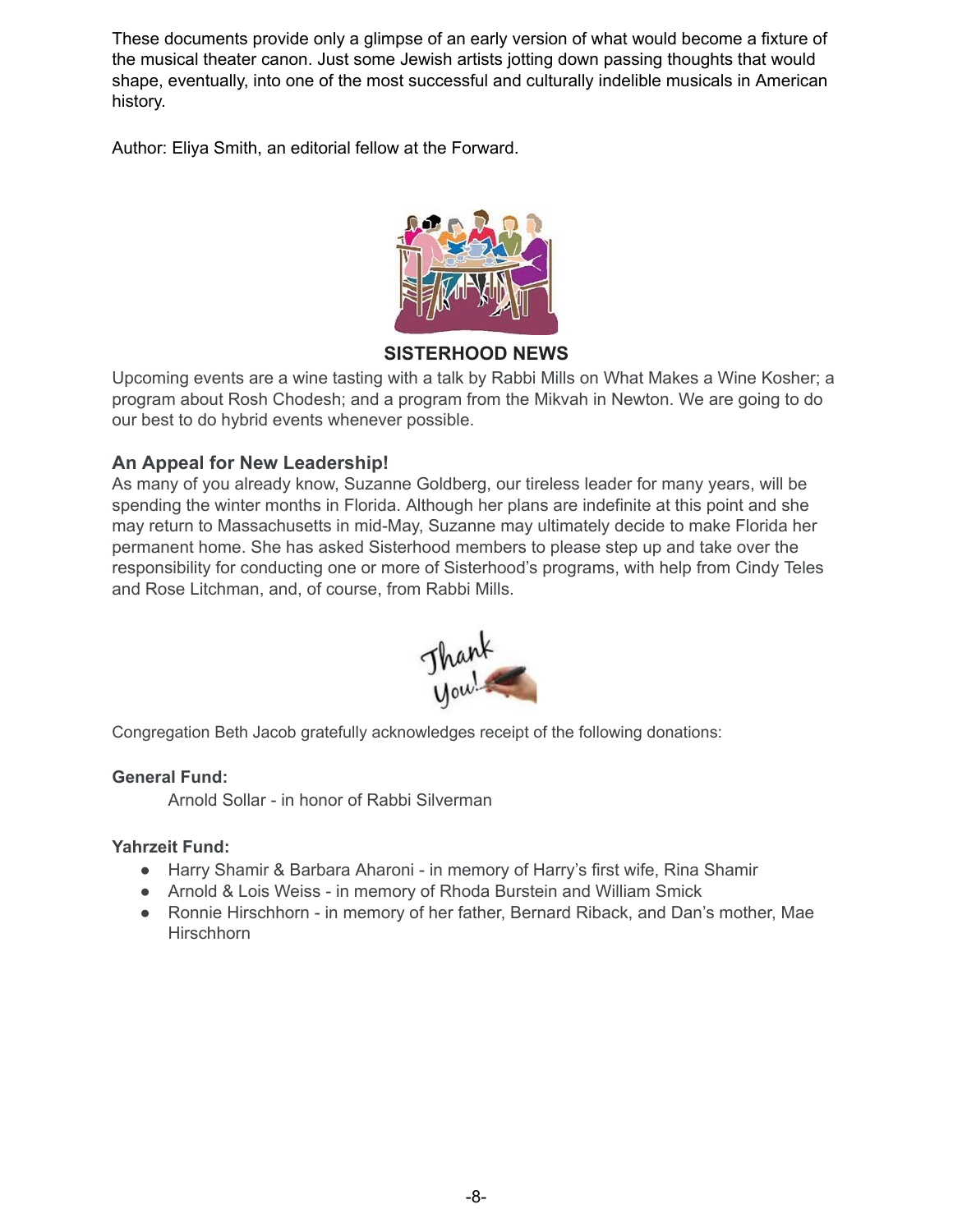These documents provide only a glimpse of an early version of what would become a fixture of the musical theater canon. Just some Jewish artists jotting down passing thoughts that would shape, eventually, into one of the most successful and culturally indelible musicals in American history.

Author: Eliya Smith, an editorial fellow at the Forward.

## SISTERHOOD NEWS

Upcoming events are a wine tasting with a talk by Rabbi Mills on What Makes a Wine Kosher; a program about Rosh Chodesh; and a program from the Mikvah in Newton. We are going to do our best to do hybrid events whenever possible.

### An Appeal for New Leadership!

As many of you already know, Suzanne Goldberg, our tireless leader for many years, will be spending the winter months in Florida. Although her plans are indefinite at this point and she may return to Massachusetts in mid-May, Suzanne may ultimately decide to make Florida her permanent home. She has asked Sisterhood members to please step up and take over the responsibility for conducting one or more of Sisterhood's programs, with help from Cindy Teles and Rose Litchman, and, of course, from Rabbi Mills.

Congregation Beth Jacob gratefully acknowledges receipt of the following donations:

**General Fund:**

Arnold Sollar - in honor of Rabbi Silverman

**Yahrzeit Fund:**

- Harry Shamir & Barbara Aharoni - in memory of Harry's first wife, Rina Shamir
- Arnold & Lois Weiss - in memory of Rhoda Burstein and William Smick
- Ronnie Hirschhorn - in memory of her father, Bernard Riback, and Dan's mother, Mae Hirschhorn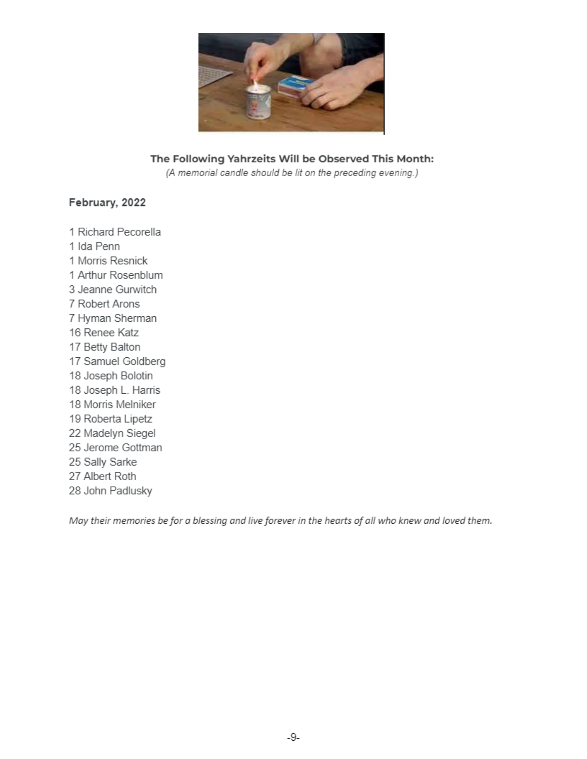**The Following Yahrzeits Will be Observed This Month:**

*(A memorial candle should be lit on the preceding evening.)*

**February, 2022**

1 Richard Pecorella
1 Ida Penn
1 Morris Resnick
1 Arthur Rosenblum
3 Jeanne Gurwitch
7 Robert Arons
7 Hyman Sherman
16 Renee Katz
17 Betty Balton
17 Samuel Goldberg
18 Joseph Bolotin
18 Joseph L. Harris
18 Morris Melniker
19 Roberta Lipetz
22 Madelyn Siegel
25 Jerome Gottman
25 Sally Sarke
27 Albert Roth
28 John Padlusky

*May their memories be for a blessing and live forever in the hearts of all who knew and loved them.*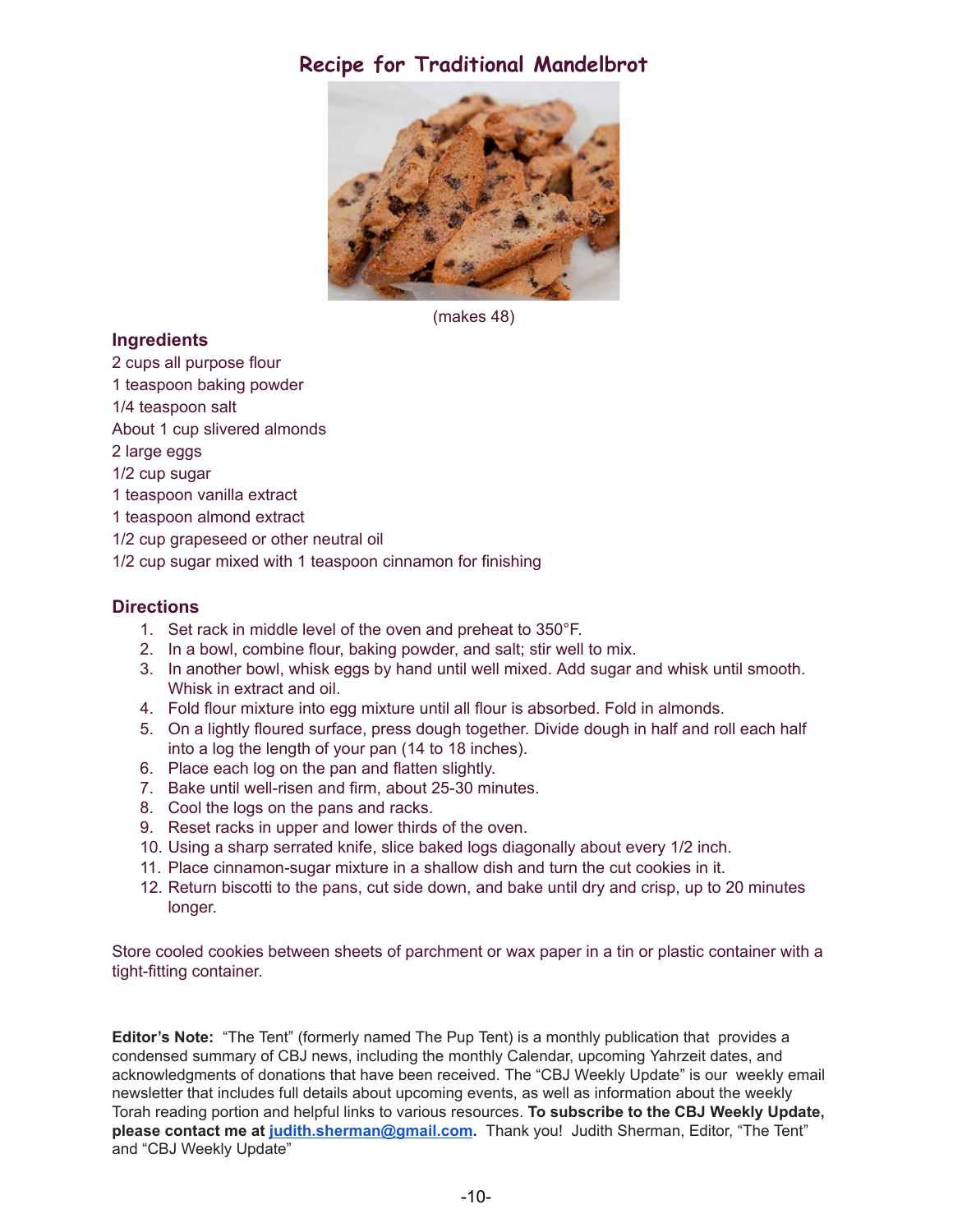# Recipe for Traditional Mandelbrot

(makes 48)

### Ingredients

2 cups all purpose flour
1 teaspoon baking powder
1/4 teaspoon salt
About 1 cup slivered almonds
2 large eggs
1/2 cup sugar
1 teaspoon vanilla extract
1 teaspoon almond extract
1/2 cup grapeseed or other neutral oil
1/2 cup sugar mixed with 1 teaspoon cinnamon for finishing

### Directions

1. Set rack in middle level of the oven and preheat to 350°F.
2. In a bowl, combine flour, baking powder, and salt; stir well to mix.
3. In another bowl, whisk eggs by hand until well mixed. Add sugar and whisk until smooth. Whisk in extract and oil.
4. Fold flour mixture into egg mixture until all flour is absorbed. Fold in almonds.
5. On a lightly floured surface, press dough together. Divide dough in half and roll each half into a log the length of your pan (14 to 18 inches).
6. Place each log on the pan and flatten slightly.
7. Bake until well-risen and firm, about 25-30 minutes.
8. Cool the logs on the pans and racks.
9. Reset racks in upper and lower thirds of the oven.
10. Using a sharp serrated knife, slice baked logs diagonally about every 1/2 inch.
11. Place cinnamon-sugar mixture in a shallow dish and turn the cut cookies in it.
12. Return biscotti to the pans, cut side down, and bake until dry and crisp, up to 20 minutes longer.

Store cooled cookies between sheets of parchment or wax paper in a tin or plastic container with a tight-fitting container.

**Editor's Note:** "The Tent" (formerly named The Pup Tent) is a monthly publication that provides a condensed summary of CBJ news, including the monthly Calendar, upcoming Yahrzeit dates, and acknowledgments of donations that have been received. The "CBJ Weekly Update" is our weekly email newsletter that includes full details about upcoming events, as well as information about the weekly Torah reading portion and helpful links to various resources. **To subscribe to the CBJ Weekly Update, please contact me at [judith.sherman@gmail.com](mailto:judith.sherman@gmail.com).** Thank you! Judith Sherman, Editor, "The Tent" and "CBJ Weekly Update"